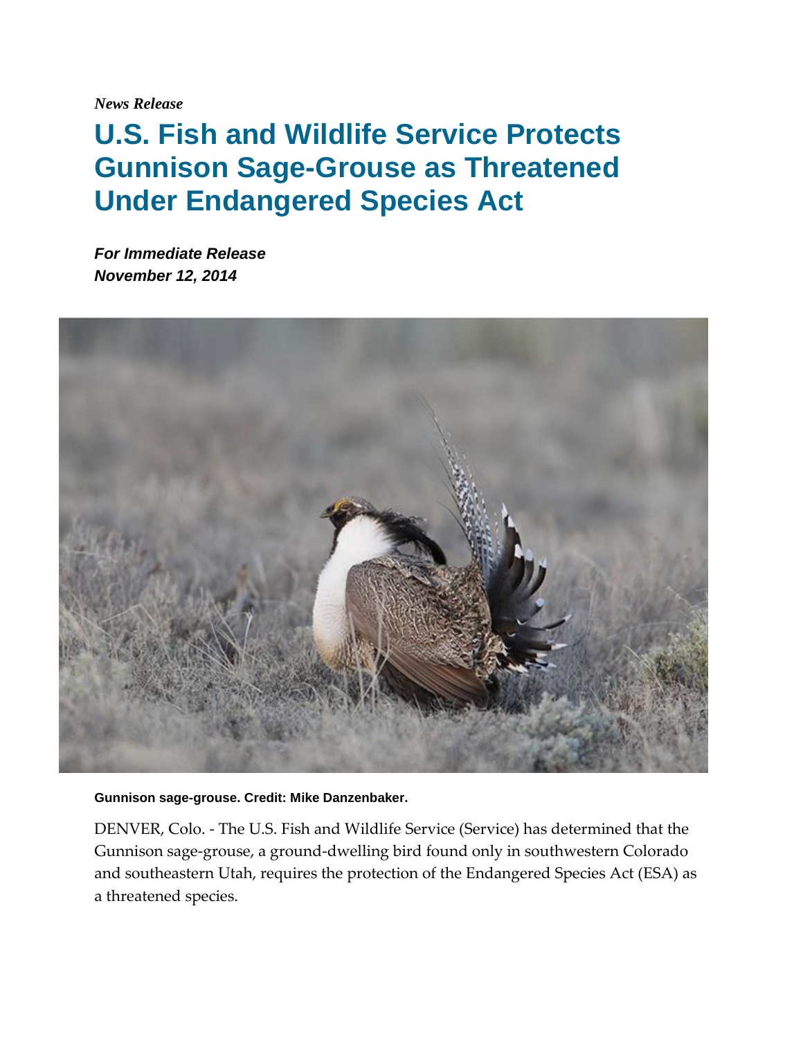*News Release*

# U.S. Fish and Wildlife Service Protects Gunnison Sage-Grouse as Threatened Under Endangered Species Act

***For Immediate Release***
***November 12, 2014***

**Gunnison sage-grouse. Credit: Mike Danzenbaker.**

DENVER, Colo. - The U.S. Fish and Wildlife Service (Service) has determined that the Gunnison sage-grouse, a ground-dwelling bird found only in southwestern Colorado and southeastern Utah, requires the protection of the Endangered Species Act (ESA) as a threatened species.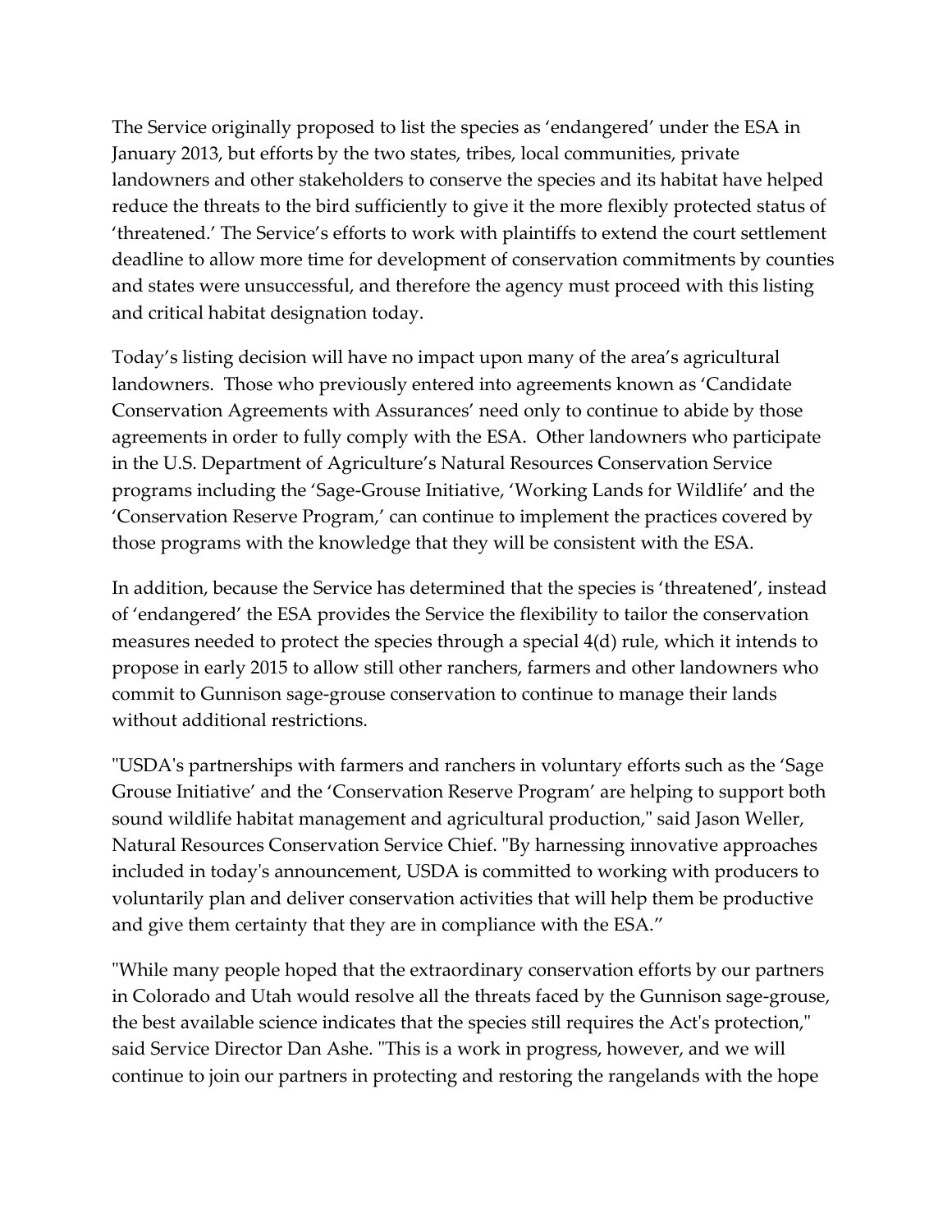The Service originally proposed to list the species as 'endangered' under the ESA in January 2013, but efforts by the two states, tribes, local communities, private landowners and other stakeholders to conserve the species and its habitat have helped reduce the threats to the bird sufficiently to give it the more flexibly protected status of 'threatened.' The Service's efforts to work with plaintiffs to extend the court settlement deadline to allow more time for development of conservation commitments by counties and states were unsuccessful, and therefore the agency must proceed with this listing and critical habitat designation today.

Today's listing decision will have no impact upon many of the area's agricultural landowners. Those who previously entered into agreements known as 'Candidate Conservation Agreements with Assurances' need only to continue to abide by those agreements in order to fully comply with the ESA. Other landowners who participate in the U.S. Department of Agriculture's Natural Resources Conservation Service programs including the 'Sage-Grouse Initiative, 'Working Lands for Wildlife' and the 'Conservation Reserve Program,' can continue to implement the practices covered by those programs with the knowledge that they will be consistent with the ESA.

In addition, because the Service has determined that the species is 'threatened', instead of 'endangered' the ESA provides the Service the flexibility to tailor the conservation measures needed to protect the species through a special 4(d) rule, which it intends to propose in early 2015 to allow still other ranchers, farmers and other landowners who commit to Gunnison sage-grouse conservation to continue to manage their lands without additional restrictions.

"USDA's partnerships with farmers and ranchers in voluntary efforts such as the 'Sage Grouse Initiative' and the 'Conservation Reserve Program' are helping to support both sound wildlife habitat management and agricultural production," said Jason Weller, Natural Resources Conservation Service Chief. "By harnessing innovative approaches included in today's announcement, USDA is committed to working with producers to voluntarily plan and deliver conservation activities that will help them be productive and give them certainty that they are in compliance with the ESA."

"While many people hoped that the extraordinary conservation efforts by our partners in Colorado and Utah would resolve all the threats faced by the Gunnison sage-grouse, the best available science indicates that the species still requires the Act's protection," said Service Director Dan Ashe. "This is a work in progress, however, and we will continue to join our partners in protecting and restoring the rangelands with the hope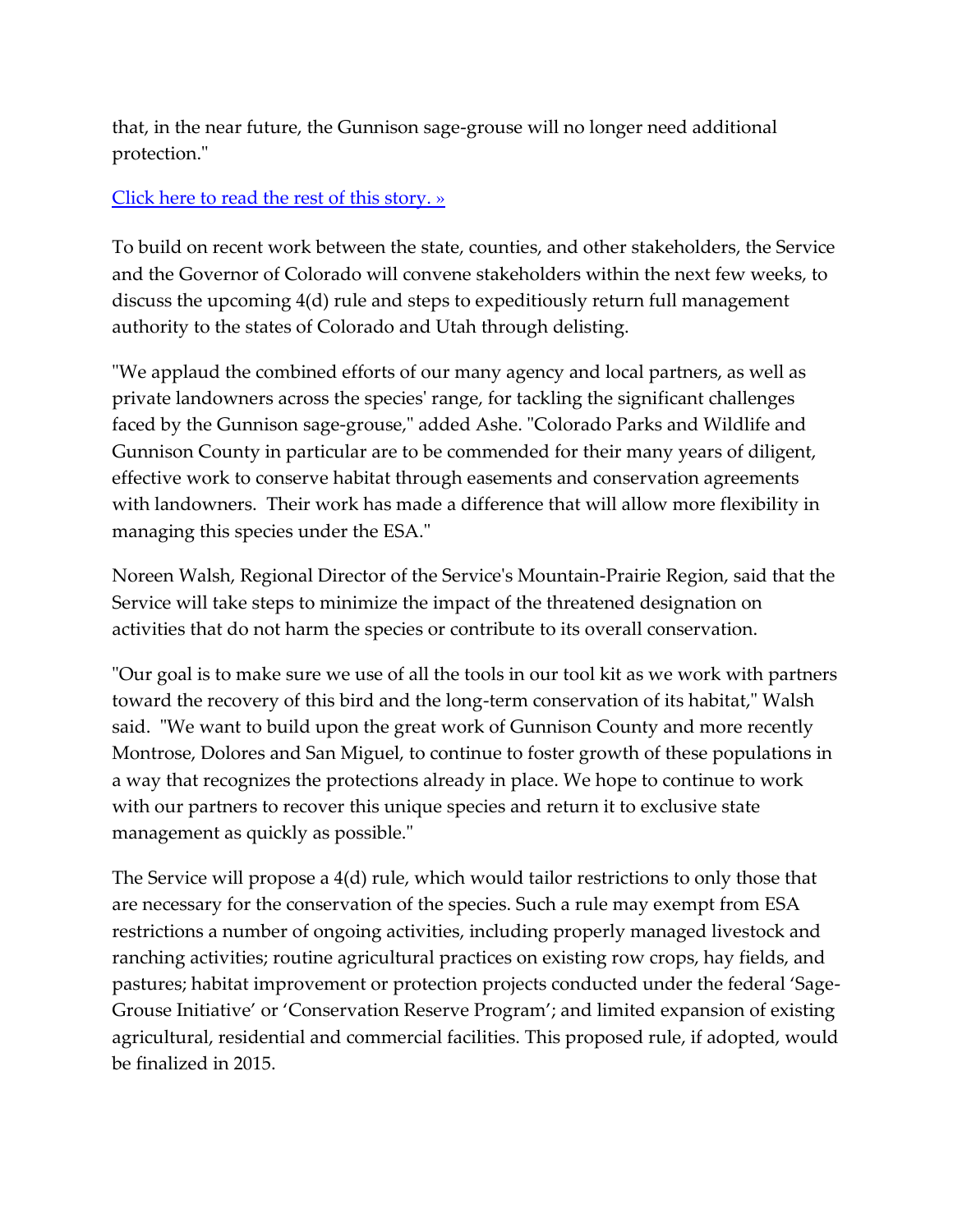that, in the near future, the Gunnison sage-grouse will no longer need additional protection."

[Click here to read the rest of this story. »]

To build on recent work between the state, counties, and other stakeholders, the Service and the Governor of Colorado will convene stakeholders within the next few weeks, to discuss the upcoming 4(d) rule and steps to expeditiously return full management authority to the states of Colorado and Utah through delisting.

"We applaud the combined efforts of our many agency and local partners, as well as private landowners across the species' range, for tackling the significant challenges faced by the Gunnison sage-grouse," added Ashe. "Colorado Parks and Wildlife and Gunnison County in particular are to be commended for their many years of diligent, effective work to conserve habitat through easements and conservation agreements with landowners. Their work has made a difference that will allow more flexibility in managing this species under the ESA."

Noreen Walsh, Regional Director of the Service's Mountain-Prairie Region, said that the Service will take steps to minimize the impact of the threatened designation on activities that do not harm the species or contribute to its overall conservation.

"Our goal is to make sure we use of all the tools in our tool kit as we work with partners toward the recovery of this bird and the long-term conservation of its habitat," Walsh said. "We want to build upon the great work of Gunnison County and more recently Montrose, Dolores and San Miguel, to continue to foster growth of these populations in a way that recognizes the protections already in place. We hope to continue to work with our partners to recover this unique species and return it to exclusive state management as quickly as possible."

The Service will propose a 4(d) rule, which would tailor restrictions to only those that are necessary for the conservation of the species. Such a rule may exempt from ESA restrictions a number of ongoing activities, including properly managed livestock and ranching activities; routine agricultural practices on existing row crops, hay fields, and pastures; habitat improvement or protection projects conducted under the federal 'Sage-Grouse Initiative' or 'Conservation Reserve Program'; and limited expansion of existing agricultural, residential and commercial facilities. This proposed rule, if adopted, would be finalized in 2015.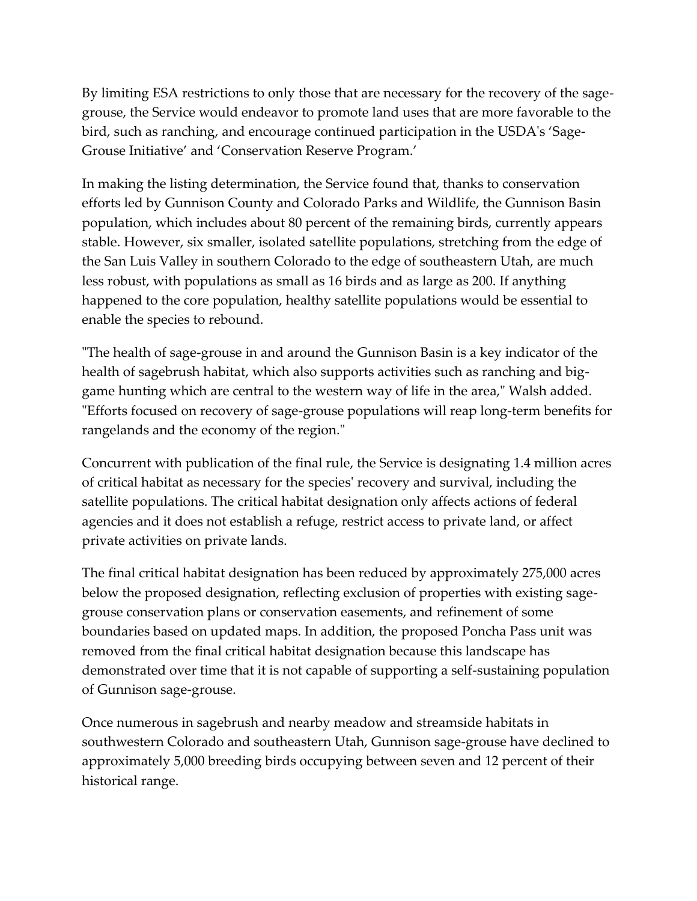By limiting ESA restrictions to only those that are necessary for the recovery of the sage-grouse, the Service would endeavor to promote land uses that are more favorable to the bird, such as ranching, and encourage continued participation in the USDA's 'Sage-Grouse Initiative' and 'Conservation Reserve Program.'

In making the listing determination, the Service found that, thanks to conservation efforts led by Gunnison County and Colorado Parks and Wildlife, the Gunnison Basin population, which includes about 80 percent of the remaining birds, currently appears stable. However, six smaller, isolated satellite populations, stretching from the edge of the San Luis Valley in southern Colorado to the edge of southeastern Utah, are much less robust, with populations as small as 16 birds and as large as 200. If anything happened to the core population, healthy satellite populations would be essential to enable the species to rebound.

"The health of sage-grouse in and around the Gunnison Basin is a key indicator of the health of sagebrush habitat, which also supports activities such as ranching and big-game hunting which are central to the western way of life in the area," Walsh added. "Efforts focused on recovery of sage-grouse populations will reap long-term benefits for rangelands and the economy of the region."

Concurrent with publication of the final rule, the Service is designating 1.4 million acres of critical habitat as necessary for the species' recovery and survival, including the satellite populations. The critical habitat designation only affects actions of federal agencies and it does not establish a refuge, restrict access to private land, or affect private activities on private lands.

The final critical habitat designation has been reduced by approximately 275,000 acres below the proposed designation, reflecting exclusion of properties with existing sage-grouse conservation plans or conservation easements, and refinement of some boundaries based on updated maps. In addition, the proposed Poncha Pass unit was removed from the final critical habitat designation because this landscape has demonstrated over time that it is not capable of supporting a self-sustaining population of Gunnison sage-grouse.

Once numerous in sagebrush and nearby meadow and streamside habitats in southwestern Colorado and southeastern Utah, Gunnison sage-grouse have declined to approximately 5,000 breeding birds occupying between seven and 12 percent of their historical range.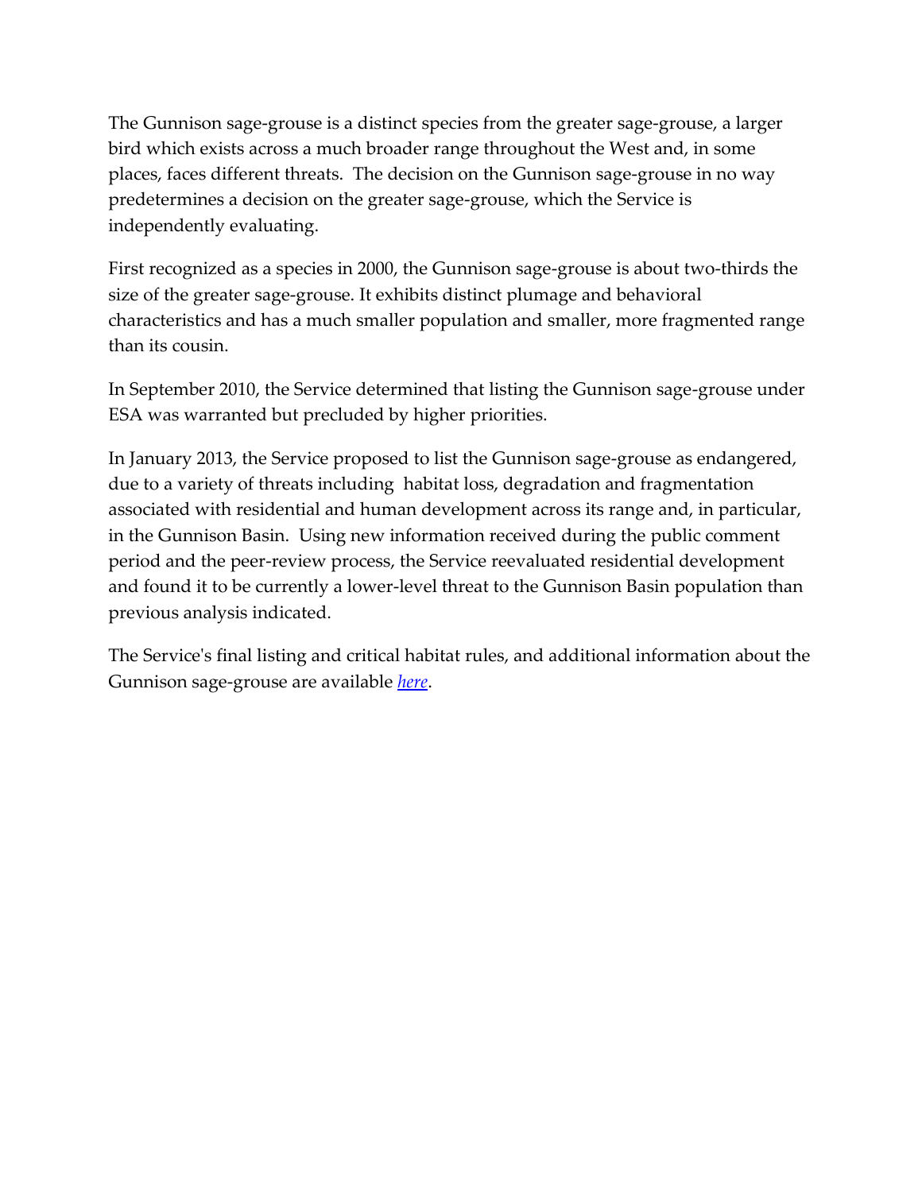The Gunnison sage-grouse is a distinct species from the greater sage-grouse, a larger bird which exists across a much broader range throughout the West and, in some places, faces different threats. The decision on the Gunnison sage-grouse in no way predetermines a decision on the greater sage-grouse, which the Service is independently evaluating.

First recognized as a species in 2000, the Gunnison sage-grouse is about two-thirds the size of the greater sage-grouse. It exhibits distinct plumage and behavioral characteristics and has a much smaller population and smaller, more fragmented range than its cousin.

In September 2010, the Service determined that listing the Gunnison sage-grouse under ESA was warranted but precluded by higher priorities.

In January 2013, the Service proposed to list the Gunnison sage-grouse as endangered, due to a variety of threats including habitat loss, degradation and fragmentation associated with residential and human development across its range and, in particular, in the Gunnison Basin. Using new information received during the public comment period and the peer-review process, the Service reevaluated residential development and found it to be currently a lower-level threat to the Gunnison Basin population than previous analysis indicated.

The Service's final listing and critical habitat rules, and additional information about the Gunnison sage-grouse are available *here*.